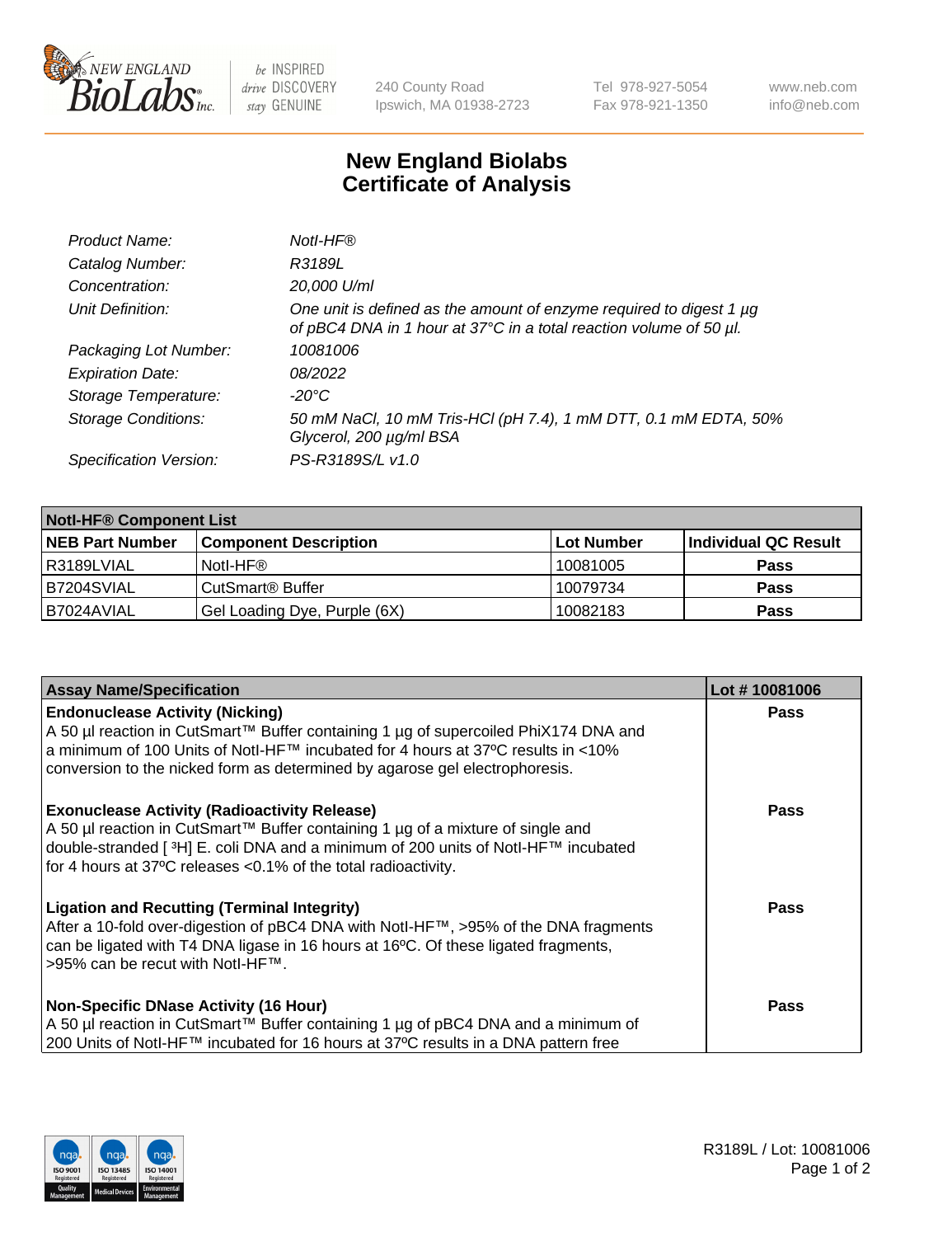240 County Road
Ipswich, MA 01938-2723

Tel 978-927-5054
Fax 978-921-1350

www.neb.com
info@neb.com

# New England Biolabs
# Certificate of Analysis

| | |
|---|---|
| *Product Name:* | *NotI-HF®* |
| *Catalog Number:* | *R3189L* |
| *Concentration:* | *20,000 U/ml* |
| *Unit Definition:* | *One unit is defined as the amount of enzyme required to digest 1 µg of pBC4 DNA in 1 hour at 37°C in a total reaction volume of 50 µl.* |
| *Packaging Lot Number:* | *10081006* |
| *Expiration Date:* | *08/2022* |
| *Storage Temperature:* | *-20°C* |
| *Storage Conditions:* | *50 mM NaCl, 10 mM Tris-HCl (pH 7.4), 1 mM DTT, 0.1 mM EDTA, 50% Glycerol, 200 µg/ml BSA* |
| *Specification Version:* | *PS-R3189S/L v1.0* |

| **NotI-HF® Component List** | | | |
|---|---|---|---|
| **NEB Part Number** | **Component Description** | **Lot Number** | **Individual QC Result** |
| R3189LVIAL | NotI-HF® | 10081005 | **Pass** |
| B7204SVIAL | CutSmart® Buffer | 10079734 | **Pass** |
| B7024AVIAL | Gel Loading Dye, Purple (6X) | 10082183 | **Pass** |

| **Assay Name/Specification** | **Lot # 10081006** |
|---|---|
| **Endonuclease Activity (Nicking)**<br>A 50 µl reaction in CutSmart™ Buffer containing 1 µg of supercoiled PhiX174 DNA and a minimum of 100 Units of NotI-HF™ incubated for 4 hours at 37ºC results in <10% conversion to the nicked form as determined by agarose gel electrophoresis. | **Pass** |
| **Exonuclease Activity (Radioactivity Release)**<br>A 50 µl reaction in CutSmart™ Buffer containing 1 µg of a mixture of single and double-stranded [ $^{3}$H] E. coli DNA and a minimum of 200 units of NotI-HF™ incubated for 4 hours at 37ºC releases <0.1% of the total radioactivity. | **Pass** |
| **Ligation and Recutting (Terminal Integrity)**<br>After a 10-fold over-digestion of pBC4 DNA with NotI-HF™, >95% of the DNA fragments can be ligated with T4 DNA ligase in 16 hours at 16ºC. Of these ligated fragments, >95% can be recut with NotI-HF™. | **Pass** |
| **Non-Specific DNase Activity (16 Hour)**<br>A 50 µl reaction in CutSmart™ Buffer containing 1 µg of pBC4 DNA and a minimum of 200 Units of NotI-HF™ incubated for 16 hours at 37ºC results in a DNA pattern free | **Pass** |

R3189L / Lot: 10081006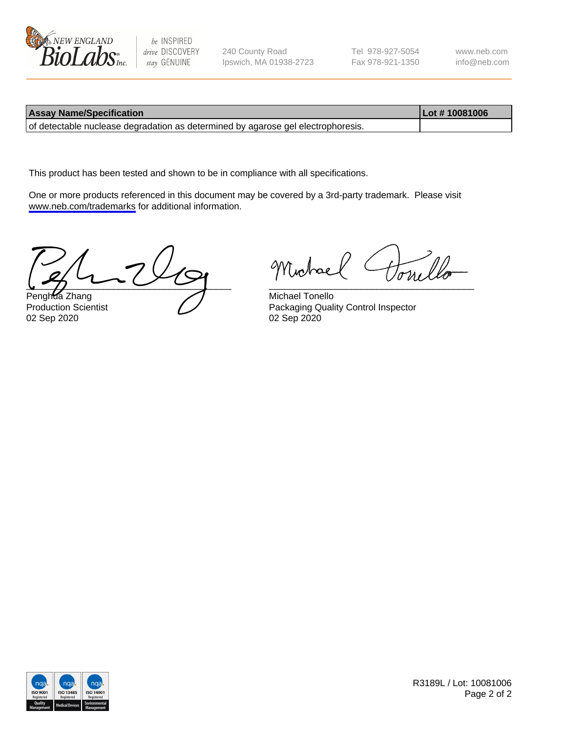| Assay Name/Specification | Lot # 10081006 |
| --- | --- |
| of detectable nuclease degradation as determined by agarose gel electrophoresis. | |

This product has been tested and shown to be in compliance with all specifications.

One or more products referenced in this document may be covered by a 3rd-party trademark. Please visit www.neb.com/trademarks for additional information.

Penghua Zhang
Production Scientist
02 Sep 2020

Michael Tonello
Packaging Quality Control Inspector
02 Sep 2020

R3189L / Lot: 10081006